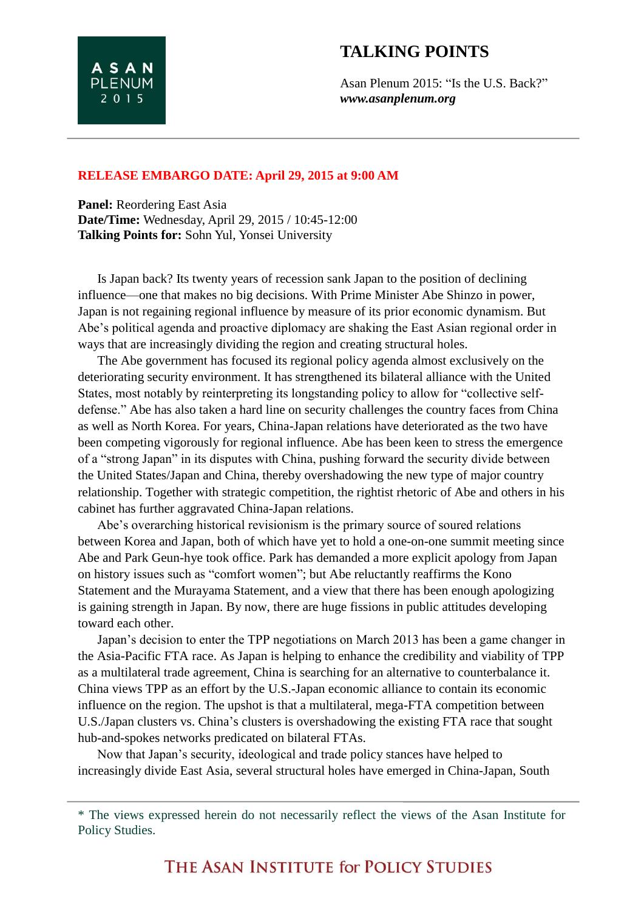# TALKING POINTS

Asan Plenum 2015: "Is the U.S. Back?"
***www.asanplenum.org***

**RELEASE EMBARGO DATE: April 29, 2015 at 9:00 AM**

**Panel:** Reordering East Asia
**Date/Time:** Wednesday, April 29, 2015 / 10:45-12:00
**Talking Points for:** Sohn Yul, Yonsei University

Is Japan back? Its twenty years of recession sank Japan to the position of declining influence—one that makes no big decisions. With Prime Minister Abe Shinzo in power, Japan is not regaining regional influence by measure of its prior economic dynamism. But Abe's political agenda and proactive diplomacy are shaking the East Asian regional order in ways that are increasingly dividing the region and creating structural holes.

The Abe government has focused its regional policy agenda almost exclusively on the deteriorating security environment. It has strengthened its bilateral alliance with the United States, most notably by reinterpreting its longstanding policy to allow for "collective self-defense." Abe has also taken a hard line on security challenges the country faces from China as well as North Korea. For years, China-Japan relations have deteriorated as the two have been competing vigorously for regional influence. Abe has been keen to stress the emergence of a "strong Japan" in its disputes with China, pushing forward the security divide between the United States/Japan and China, thereby overshadowing the new type of major country relationship. Together with strategic competition, the rightist rhetoric of Abe and others in his cabinet has further aggravated China-Japan relations.

Abe's overarching historical revisionism is the primary source of soured relations between Korea and Japan, both of which have yet to hold a one-on-one summit meeting since Abe and Park Geun-hye took office. Park has demanded a more explicit apology from Japan on history issues such as "comfort women"; but Abe reluctantly reaffirms the Kono Statement and the Murayama Statement, and a view that there has been enough apologizing is gaining strength in Japan. By now, there are huge fissions in public attitudes developing toward each other.

Japan's decision to enter the TPP negotiations on March 2013 has been a game changer in the Asia-Pacific FTA race. As Japan is helping to enhance the credibility and viability of TPP as a multilateral trade agreement, China is searching for an alternative to counterbalance it. China views TPP as an effort by the U.S.-Japan economic alliance to contain its economic influence on the region. The upshot is that a multilateral, mega-FTA competition between U.S./Japan clusters vs. China's clusters is overshadowing the existing FTA race that sought hub-and-spokes networks predicated on bilateral FTAs.

Now that Japan's security, ideological and trade policy stances have helped to increasingly divide East Asia, several structural holes have emerged in China-Japan, South

\* The views expressed herein do not necessarily reflect the views of the Asan Institute for Policy Studies.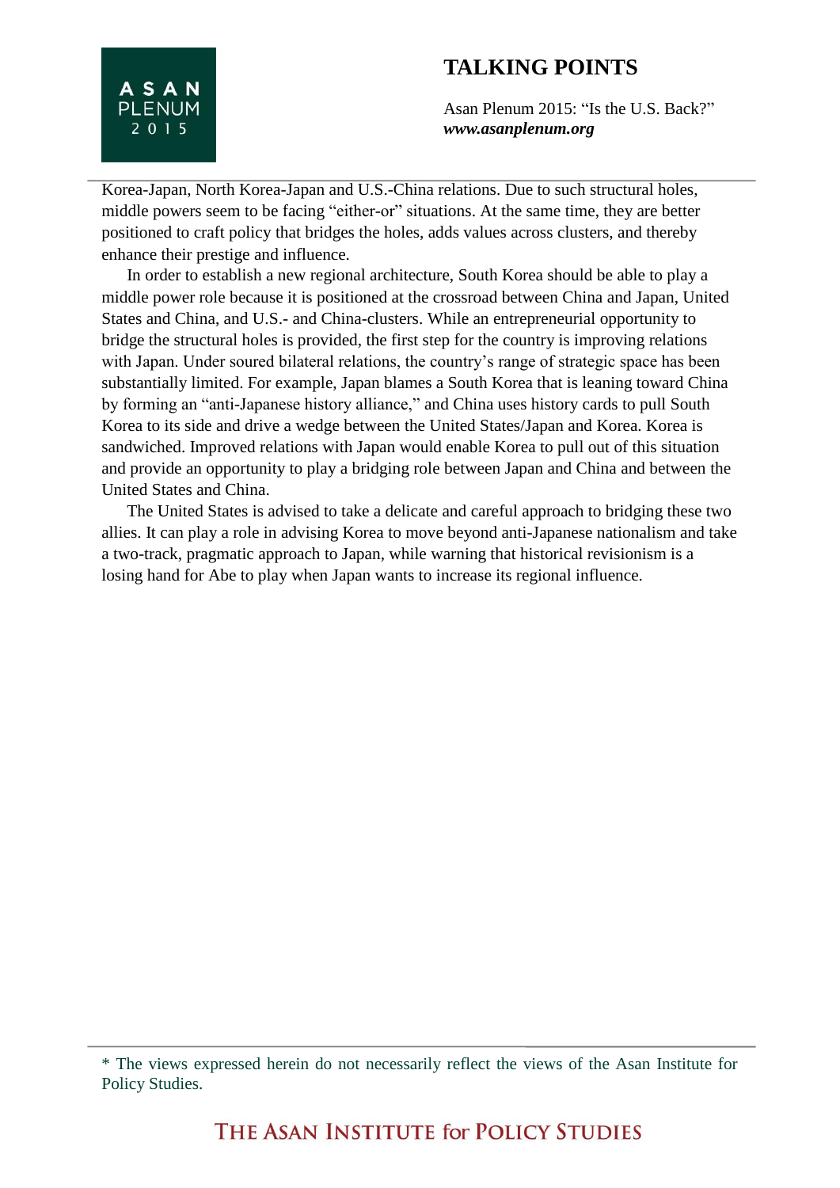Korea-Japan, North Korea-Japan and U.S.-China relations. Due to such structural holes, middle powers seem to be facing "either-or" situations. At the same time, they are better positioned to craft policy that bridges the holes, adds values across clusters, and thereby enhance their prestige and influence.

In order to establish a new regional architecture, South Korea should be able to play a middle power role because it is positioned at the crossroad between China and Japan, United States and China, and U.S.- and China-clusters. While an entrepreneurial opportunity to bridge the structural holes is provided, the first step for the country is improving relations with Japan. Under soured bilateral relations, the country's range of strategic space has been substantially limited. For example, Japan blames a South Korea that is leaning toward China by forming an "anti-Japanese history alliance," and China uses history cards to pull South Korea to its side and drive a wedge between the United States/Japan and Korea. Korea is sandwiched. Improved relations with Japan would enable Korea to pull out of this situation and provide an opportunity to play a bridging role between Japan and China and between the United States and China.

The United States is advised to take a delicate and careful approach to bridging these two allies. It can play a role in advising Korea to move beyond anti-Japanese nationalism and take a two-track, pragmatic approach to Japan, while warning that historical revisionism is a losing hand for Abe to play when Japan wants to increase its regional influence.

* The views expressed herein do not necessarily reflect the views of the Asan Institute for Policy Studies.